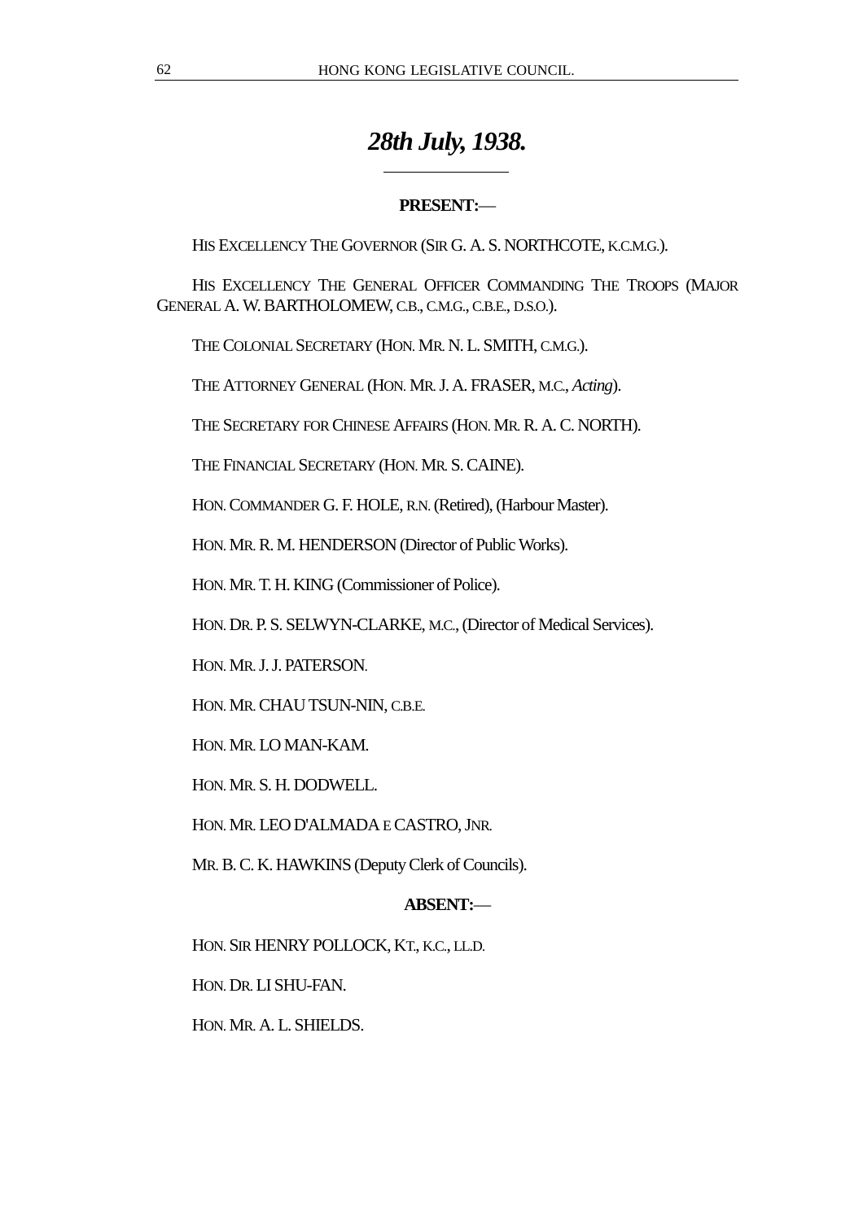# *28th July, 1938.*

**PRESENT:**—

HIS EXCELLENCY THE GOVERNOR (SIR G. A. S. NORTHCOTE, K.C.M.G.).

HIS EXCELLENCY THE GENERAL OFFICER COMMANDING THE TROOPS (MAJOR GENERAL A. W. BARTHOLOMEW, C.B., C.M.G., C.B.E., D.S.O.).

THE COLONIAL SECRETARY (HON. MR. N. L. SMITH, C.M.G.).

THE ATTORNEY GENERAL (HON. MR. J. A. FRASER, M.C., *Acting*).

THE SECRETARY FOR CHINESE AFFAIRS (HON. MR. R. A. C. NORTH).

THE FINANCIAL SECRETARY (HON. MR. S. CAINE).

HON. COMMANDER G. F. HOLE, R.N. (Retired), (Harbour Master).

HON. MR. R. M. HENDERSON (Director of Public Works).

HON. MR. T. H. KING (Commissioner of Police).

HON. DR. P. S. SELWYN-CLARKE, M.C., (Director of Medical Services).

HON. MR. J. J. PATERSON.

HON. MR. CHAU TSUN-NIN, C.B.E.

HON. MR. LO MAN-KAM.

HON. MR. S. H. DODWELL.

HON. MR. LEO D'ALMADA E CASTRO, JNR.

MR. B. C. K. HAWKINS (Deputy Clerk of Councils).

**ABSENT:**—

HON. SIR HENRY POLLOCK, KT., K.C., LL.D.

HON. DR. LI SHU-FAN.

HON. MR. A. L. SHIELDS.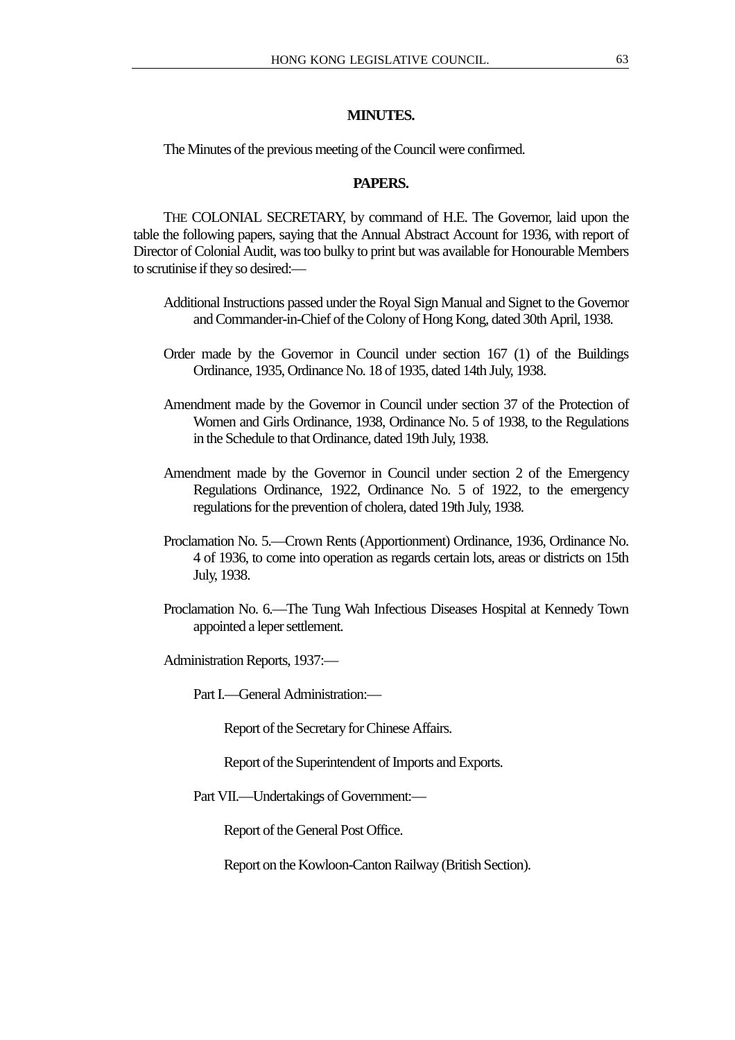## MINUTES.

The Minutes of the previous meeting of the Council were confirmed.

## PAPERS.

THE COLONIAL SECRETARY, by command of H.E. The Governor, laid upon the table the following papers, saying that the Annual Abstract Account for 1936, with report of Director of Colonial Audit, was too bulky to print but was available for Honourable Members to scrutinise if they so desired:—

Additional Instructions passed under the Royal Sign Manual and Signet to the Governor and Commander-in-Chief of the Colony of Hong Kong, dated 30th April, 1938.

Order made by the Governor in Council under section 167 (1) of the Buildings Ordinance, 1935, Ordinance No. 18 of 1935, dated 14th July, 1938.

Amendment made by the Governor in Council under section 37 of the Protection of Women and Girls Ordinance, 1938, Ordinance No. 5 of 1938, to the Regulations in the Schedule to that Ordinance, dated 19th July, 1938.

Amendment made by the Governor in Council under section 2 of the Emergency Regulations Ordinance, 1922, Ordinance No. 5 of 1922, to the emergency regulations for the prevention of cholera, dated 19th July, 1938.

Proclamation No. 5.—Crown Rents (Apportionment) Ordinance, 1936, Ordinance No. 4 of 1936, to come into operation as regards certain lots, areas or districts on 15th July, 1938.

Proclamation No. 6.—The Tung Wah Infectious Diseases Hospital at Kennedy Town appointed a leper settlement.

Administration Reports, 1937:—

Part I.—General Administration:—

Report of the Secretary for Chinese Affairs.

Report of the Superintendent of Imports and Exports.

Part VII.—Undertakings of Government:—

Report of the General Post Office.

Report on the Kowloon-Canton Railway (British Section).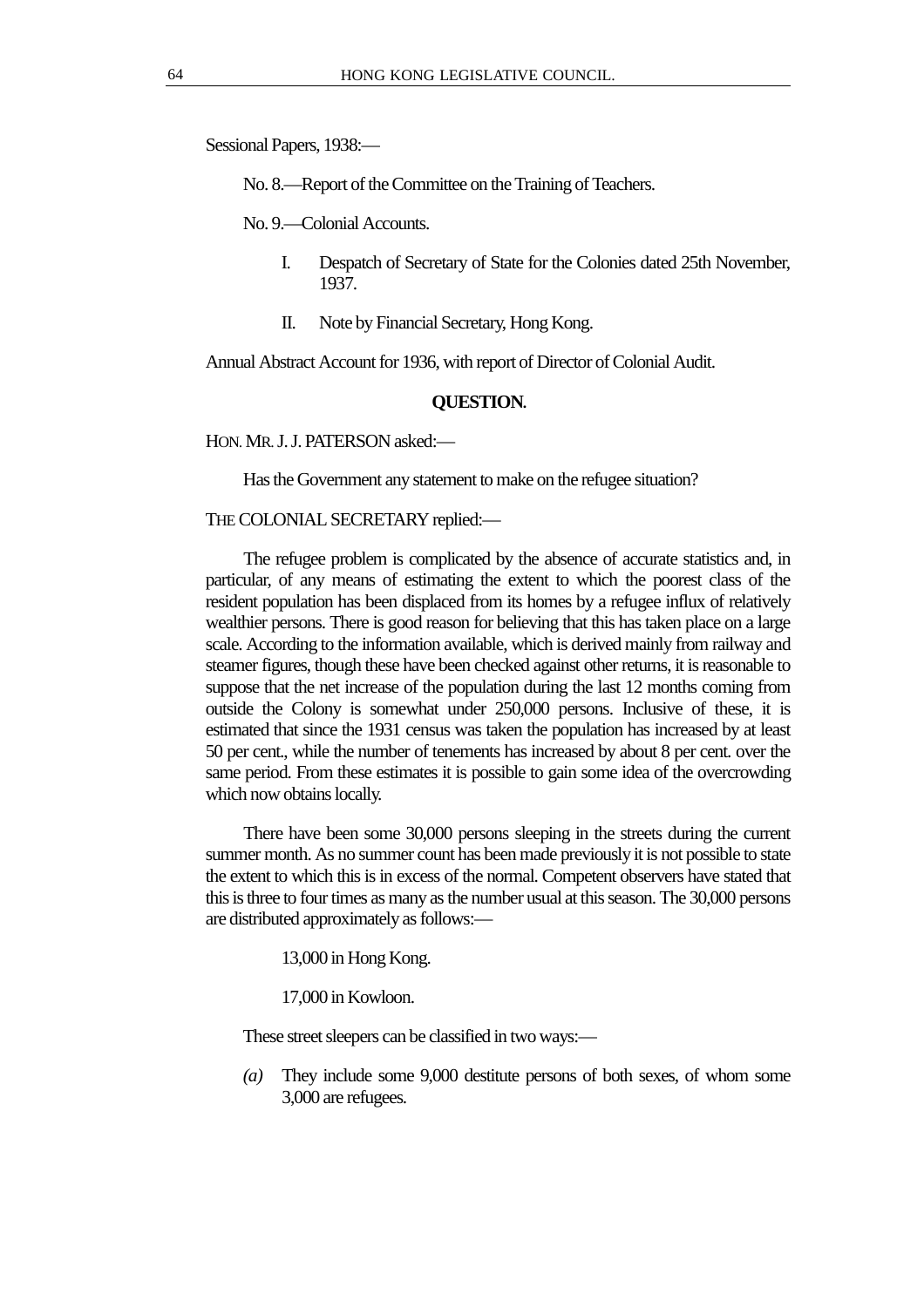Sessional Papers, 1938:—

No. 8.—Report of the Committee on the Training of Teachers.

No. 9.—Colonial Accounts.

I. Despatch of Secretary of State for the Colonies dated 25th November, 1937.

II. Note by Financial Secretary, Hong Kong.

Annual Abstract Account for 1936, with report of Director of Colonial Audit.

## QUESTION.

HON. MR. J. J. PATERSON asked:—

Has the Government any statement to make on the refugee situation?

THE COLONIAL SECRETARY replied:—

The refugee problem is complicated by the absence of accurate statistics and, in particular, of any means of estimating the extent to which the poorest class of the resident population has been displaced from its homes by a refugee influx of relatively wealthier persons. There is good reason for believing that this has taken place on a large scale. According to the information available, which is derived mainly from railway and steamer figures, though these have been checked against other returns, it is reasonable to suppose that the net increase of the population during the last 12 months coming from outside the Colony is somewhat under 250,000 persons. Inclusive of these, it is estimated that since the 1931 census was taken the population has increased by at least 50 per cent., while the number of tenements has increased by about 8 per cent. over the same period. From these estimates it is possible to gain some idea of the overcrowding which now obtains locally.

There have been some 30,000 persons sleeping in the streets during the current summer month. As no summer count has been made previously it is not possible to state the extent to which this is in excess of the normal. Competent observers have stated that this is three to four times as many as the number usual at this season. The 30,000 persons are distributed approximately as follows:—

13,000 in Hong Kong.

17,000 in Kowloon.

These street sleepers can be classified in two ways:—

*(a)* They include some 9,000 destitute persons of both sexes, of whom some 3,000 are refugees.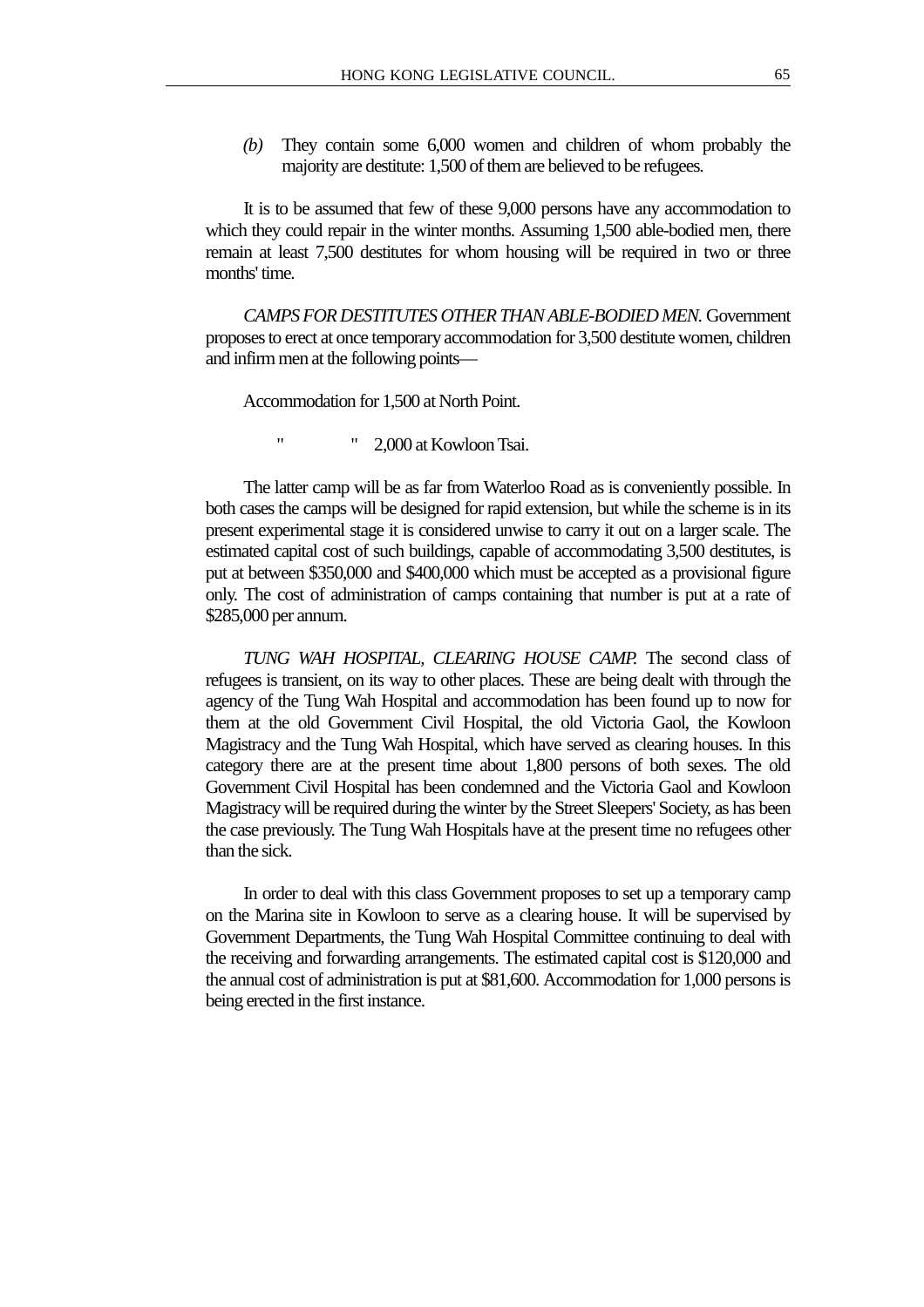*(b)* They contain some 6,000 women and children of whom probably the majority are destitute: 1,500 of them are believed to be refugees.

It is to be assumed that few of these 9,000 persons have any accommodation to which they could repair in the winter months. Assuming 1,500 able-bodied men, there remain at least 7,500 destitutes for whom housing will be required in two or three months' time.

*CAMPS FOR DESTITUTES OTHER THAN ABLE-BODIED MEN.* Government proposes to erect at once temporary accommodation for 3,500 destitute women, children and infirm men at the following points—

Accommodation for 1,500 at North Point.

" " 2,000 at Kowloon Tsai.

The latter camp will be as far from Waterloo Road as is conveniently possible. In both cases the camps will be designed for rapid extension, but while the scheme is in its present experimental stage it is considered unwise to carry it out on a larger scale. The estimated capital cost of such buildings, capable of accommodating 3,500 destitutes, is put at between $350,000 and $400,000 which must be accepted as a provisional figure only. The cost of administration of camps containing that number is put at a rate of $285,000 per annum.

*TUNG WAH HOSPITAL, CLEARING HOUSE CAMP.* The second class of refugees is transient, on its way to other places. These are being dealt with through the agency of the Tung Wah Hospital and accommodation has been found up to now for them at the old Government Civil Hospital, the old Victoria Gaol, the Kowloon Magistracy and the Tung Wah Hospital, which have served as clearing houses. In this category there are at the present time about 1,800 persons of both sexes. The old Government Civil Hospital has been condemned and the Victoria Gaol and Kowloon Magistracy will be required during the winter by the Street Sleepers' Society, as has been the case previously. The Tung Wah Hospitals have at the present time no refugees other than the sick.

In order to deal with this class Government proposes to set up a temporary camp on the Marina site in Kowloon to serve as a clearing house. It will be supervised by Government Departments, the Tung Wah Hospital Committee continuing to deal with the receiving and forwarding arrangements. The estimated capital cost is $120,000 and the annual cost of administration is put at $81,600. Accommodation for 1,000 persons is being erected in the first instance.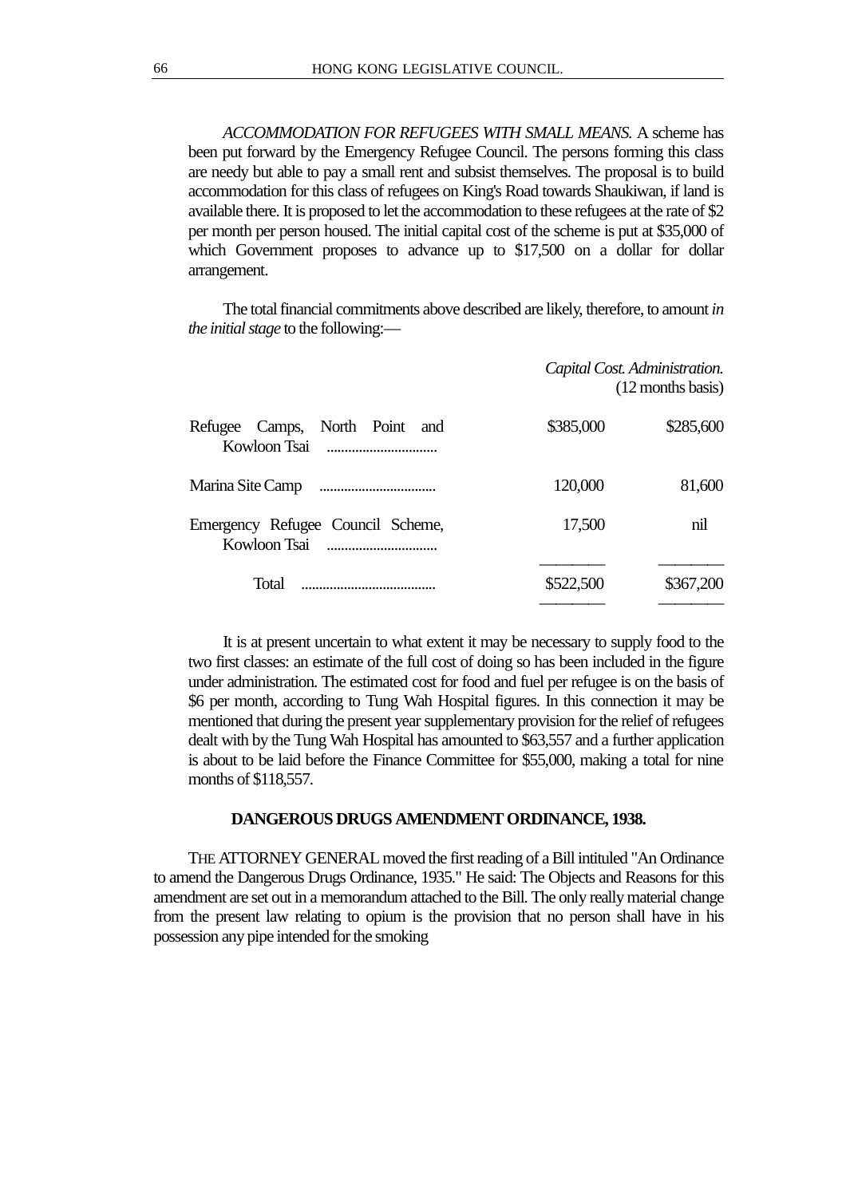*ACCOMMODATION FOR REFUGEES WITH SMALL MEANS.* A scheme has been put forward by the Emergency Refugee Council. The persons forming this class are needy but able to pay a small rent and subsist themselves. The proposal is to build accommodation for this class of refugees on King's Road towards Shaukiwan, if land is available there. It is proposed to let the accommodation to these refugees at the rate of $2 per month per person housed. The initial capital cost of the scheme is put at $35,000 of which Government proposes to advance up to $17,500 on a dollar for dollar arrangement.

The total financial commitments above described are likely, therefore, to amount *in the initial stage* to the following:—

| | *Capital Cost.* | *Administration.* (12 months basis) |
|---|---|---|
| Refugee Camps, North Point and Kowloon Tsai .............................. | $385,000 | $285,600 |
| Marina Site Camp ................................ | 120,000 | 81,600 |
| Emergency Refugee Council Scheme, Kowloon Tsai .............................. | 17,500 | nil |
| Total ..................................... | $522,500 | $367,200 |

It is at present uncertain to what extent it may be necessary to supply food to the two first classes: an estimate of the full cost of doing so has been included in the figure under administration. The estimated cost for food and fuel per refugee is on the basis of $6 per month, according to Tung Wah Hospital figures. In this connection it may be mentioned that during the present year supplementary provision for the relief of refugees dealt with by the Tung Wah Hospital has amounted to $63,557 and a further application is about to be laid before the Finance Committee for $55,000, making a total for nine months of $118,557.

## DANGEROUS DRUGS AMENDMENT ORDINANCE, 1938.

THE ATTORNEY GENERAL moved the first reading of a Bill intituled "An Ordinance to amend the Dangerous Drugs Ordinance, 1935." He said: The Objects and Reasons for this amendment are set out in a memorandum attached to the Bill. The only really material change from the present law relating to opium is the provision that no person shall have in his possession any pipe intended for the smoking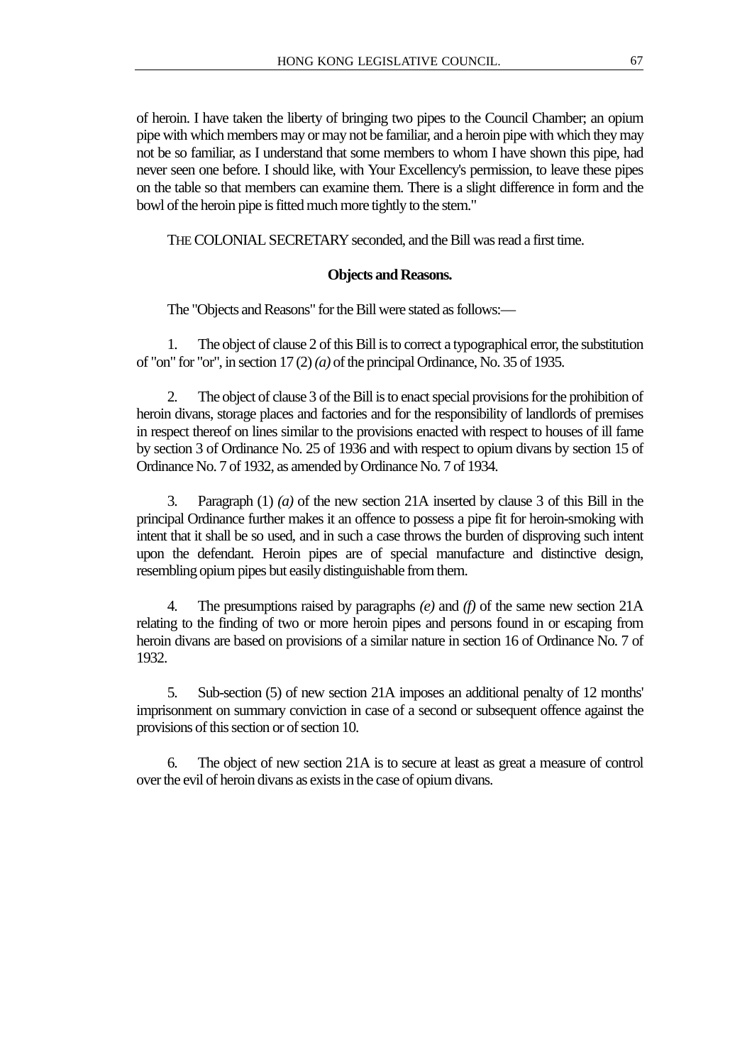of heroin. I have taken the liberty of bringing two pipes to the Council Chamber; an opium pipe with which members may or may not be familiar, and a heroin pipe with which they may not be so familiar, as I understand that some members to whom I have shown this pipe, had never seen one before. I should like, with Your Excellency's permission, to leave these pipes on the table so that members can examine them. There is a slight difference in form and the bowl of the heroin pipe is fitted much more tightly to the stem."

THE COLONIAL SECRETARY seconded, and the Bill was read a first time.

**Objects and Reasons.**

The "Objects and Reasons" for the Bill were stated as follows:—

1. The object of clause 2 of this Bill is to correct a typographical error, the substitution of "on" for "or", in section 17 (2) *(a)* of the principal Ordinance, No. 35 of 1935.

2. The object of clause 3 of the Bill is to enact special provisions for the prohibition of heroin divans, storage places and factories and for the responsibility of landlords of premises in respect thereof on lines similar to the provisions enacted with respect to houses of ill fame by section 3 of Ordinance No. 25 of 1936 and with respect to opium divans by section 15 of Ordinance No. 7 of 1932, as amended by Ordinance No. 7 of 1934.

3. Paragraph (1) *(a)* of the new section 21A inserted by clause 3 of this Bill in the principal Ordinance further makes it an offence to possess a pipe fit for heroin-smoking with intent that it shall be so used, and in such a case throws the burden of disproving such intent upon the defendant. Heroin pipes are of special manufacture and distinctive design, resembling opium pipes but easily distinguishable from them.

4. The presumptions raised by paragraphs *(e)* and *(f)* of the same new section 21A relating to the finding of two or more heroin pipes and persons found in or escaping from heroin divans are based on provisions of a similar nature in section 16 of Ordinance No. 7 of 1932.

5. Sub-section (5) of new section 21A imposes an additional penalty of 12 months' imprisonment on summary conviction in case of a second or subsequent offence against the provisions of this section or of section 10.

6. The object of new section 21A is to secure at least as great a measure of control over the evil of heroin divans as exists in the case of opium divans.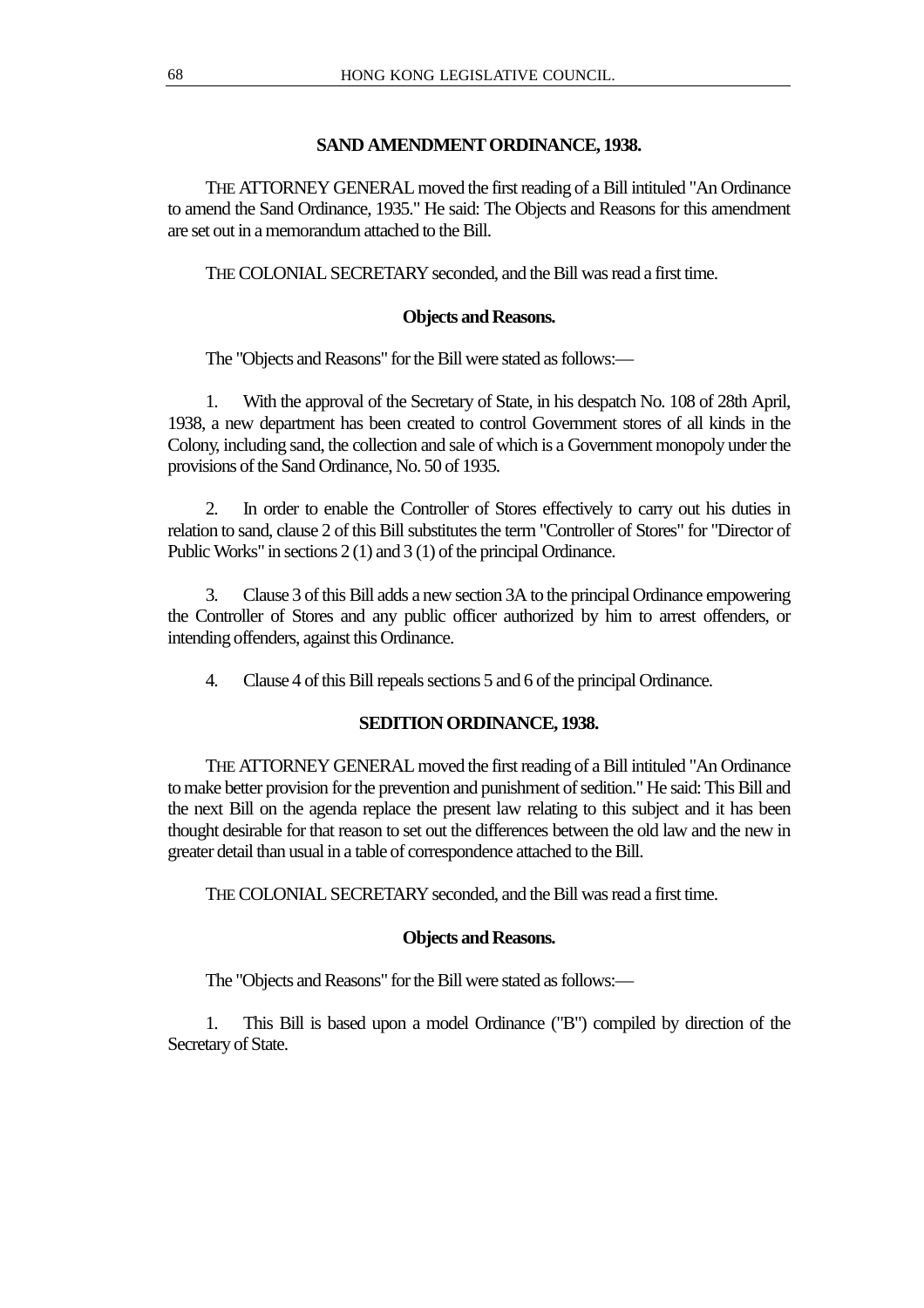## SAND AMENDMENT ORDINANCE, 1938.

THE ATTORNEY GENERAL moved the first reading of a Bill intituled "An Ordinance to amend the Sand Ordinance, 1935." He said: The Objects and Reasons for this amendment are set out in a memorandum attached to the Bill.

THE COLONIAL SECRETARY seconded, and the Bill was read a first time.

### Objects and Reasons.

The "Objects and Reasons" for the Bill were stated as follows:—

1. With the approval of the Secretary of State, in his despatch No. 108 of 28th April, 1938, a new department has been created to control Government stores of all kinds in the Colony, including sand, the collection and sale of which is a Government monopoly under the provisions of the Sand Ordinance, No. 50 of 1935.

2. In order to enable the Controller of Stores effectively to carry out his duties in relation to sand, clause 2 of this Bill substitutes the term "Controller of Stores" for "Director of Public Works" in sections 2 (1) and 3 (1) of the principal Ordinance.

3. Clause 3 of this Bill adds a new section 3A to the principal Ordinance empowering the Controller of Stores and any public officer authorized by him to arrest offenders, or intending offenders, against this Ordinance.

4. Clause 4 of this Bill repeals sections 5 and 6 of the principal Ordinance.

## SEDITION ORDINANCE, 1938.

THE ATTORNEY GENERAL moved the first reading of a Bill intituled "An Ordinance to make better provision for the prevention and punishment of sedition." He said: This Bill and the next Bill on the agenda replace the present law relating to this subject and it has been thought desirable for that reason to set out the differences between the old law and the new in greater detail than usual in a table of correspondence attached to the Bill.

THE COLONIAL SECRETARY seconded, and the Bill was read a first time.

### Objects and Reasons.

The "Objects and Reasons" for the Bill were stated as follows:—

1. This Bill is based upon a model Ordinance ("B") compiled by direction of the Secretary of State.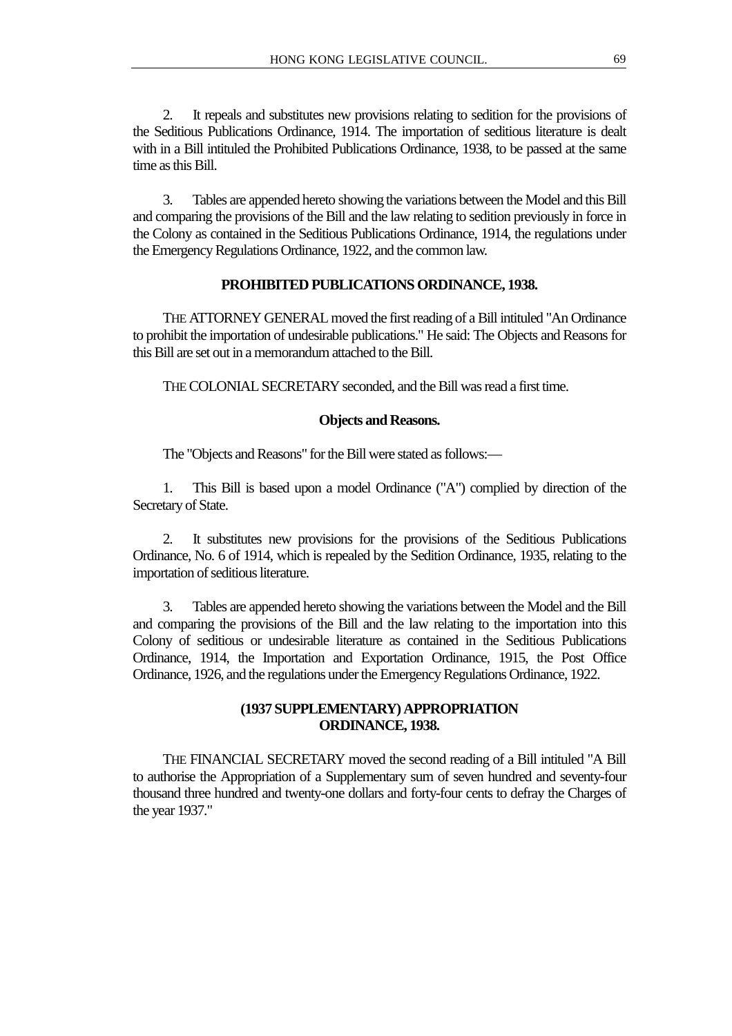2. It repeals and substitutes new provisions relating to sedition for the provisions of the Seditious Publications Ordinance, 1914. The importation of seditious literature is dealt with in a Bill intituled the Prohibited Publications Ordinance, 1938, to be passed at the same time as this Bill.

3. Tables are appended hereto showing the variations between the Model and this Bill and comparing the provisions of the Bill and the law relating to sedition previously in force in the Colony as contained in the Seditious Publications Ordinance, 1914, the regulations under the Emergency Regulations Ordinance, 1922, and the common law.

### PROHIBITED PUBLICATIONS ORDINANCE, 1938.

THE ATTORNEY GENERAL moved the first reading of a Bill intituled "An Ordinance to prohibit the importation of undesirable publications." He said: The Objects and Reasons for this Bill are set out in a memorandum attached to the Bill.

THE COLONIAL SECRETARY seconded, and the Bill was read a first time.

### Objects and Reasons.

The "Objects and Reasons" for the Bill were stated as follows:—

1. This Bill is based upon a model Ordinance ("A") complied by direction of the Secretary of State.

2. It substitutes new provisions for the provisions of the Seditious Publications Ordinance, No. 6 of 1914, which is repealed by the Sedition Ordinance, 1935, relating to the importation of seditious literature.

3. Tables are appended hereto showing the variations between the Model and the Bill and comparing the provisions of the Bill and the law relating to the importation into this Colony of seditious or undesirable literature as contained in the Seditious Publications Ordinance, 1914, the Importation and Exportation Ordinance, 1915, the Post Office Ordinance, 1926, and the regulations under the Emergency Regulations Ordinance, 1922.

### (1937 SUPPLEMENTARY) APPROPRIATION ORDINANCE, 1938.

THE FINANCIAL SECRETARY moved the second reading of a Bill intituled "A Bill to authorise the Appropriation of a Supplementary sum of seven hundred and seventy-four thousand three hundred and twenty-one dollars and forty-four cents to defray the Charges of the year 1937."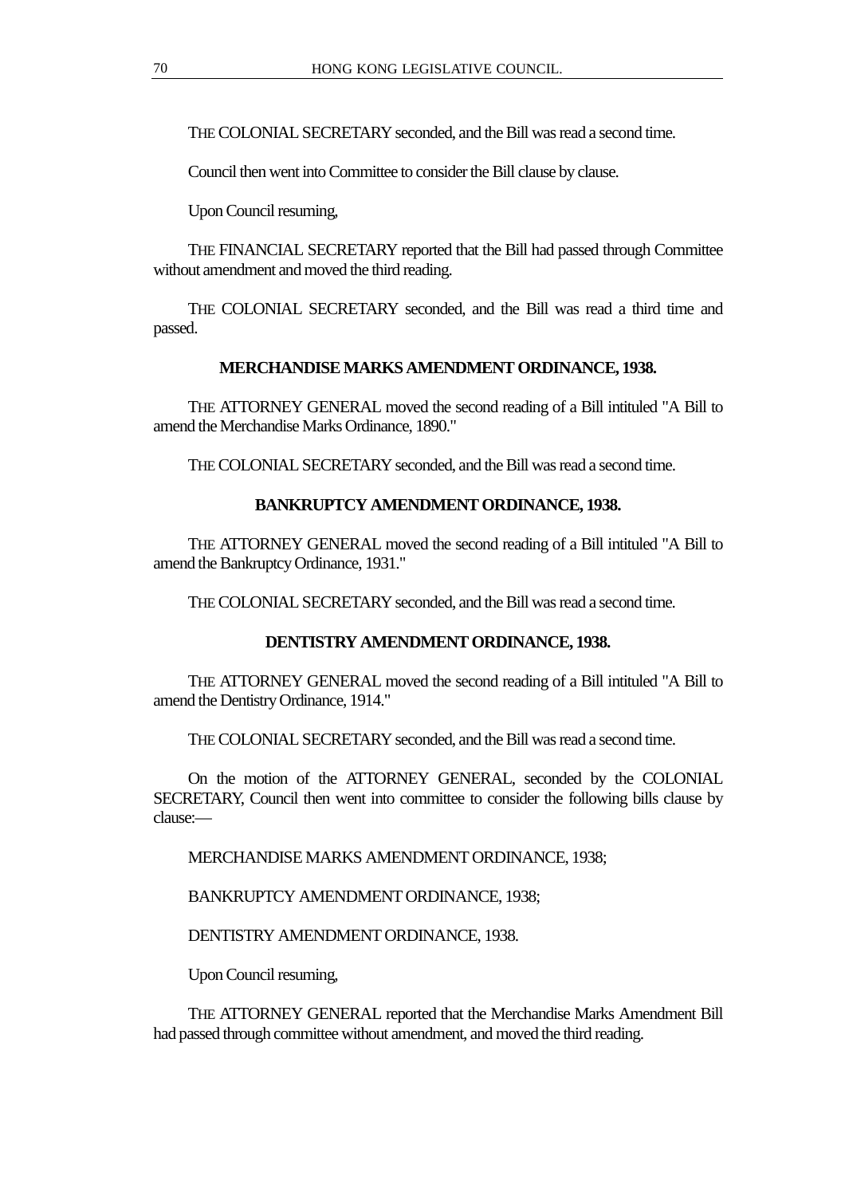THE COLONIAL SECRETARY seconded, and the Bill was read a second time.

Council then went into Committee to consider the Bill clause by clause.

Upon Council resuming,

THE FINANCIAL SECRETARY reported that the Bill had passed through Committee without amendment and moved the third reading.

THE COLONIAL SECRETARY seconded, and the Bill was read a third time and passed.

## MERCHANDISE MARKS AMENDMENT ORDINANCE, 1938.

THE ATTORNEY GENERAL moved the second reading of a Bill intituled "A Bill to amend the Merchandise Marks Ordinance, 1890."

THE COLONIAL SECRETARY seconded, and the Bill was read a second time.

## BANKRUPTCY AMENDMENT ORDINANCE, 1938.

THE ATTORNEY GENERAL moved the second reading of a Bill intituled "A Bill to amend the Bankruptcy Ordinance, 1931."

THE COLONIAL SECRETARY seconded, and the Bill was read a second time.

## DENTISTRY AMENDMENT ORDINANCE, 1938.

THE ATTORNEY GENERAL moved the second reading of a Bill intituled "A Bill to amend the Dentistry Ordinance, 1914."

THE COLONIAL SECRETARY seconded, and the Bill was read a second time.

On the motion of the ATTORNEY GENERAL, seconded by the COLONIAL SECRETARY, Council then went into committee to consider the following bills clause by clause:—

MERCHANDISE MARKS AMENDMENT ORDINANCE, 1938;

BANKRUPTCY AMENDMENT ORDINANCE, 1938;

DENTISTRY AMENDMENT ORDINANCE, 1938.

Upon Council resuming,

THE ATTORNEY GENERAL reported that the Merchandise Marks Amendment Bill had passed through committee without amendment, and moved the third reading.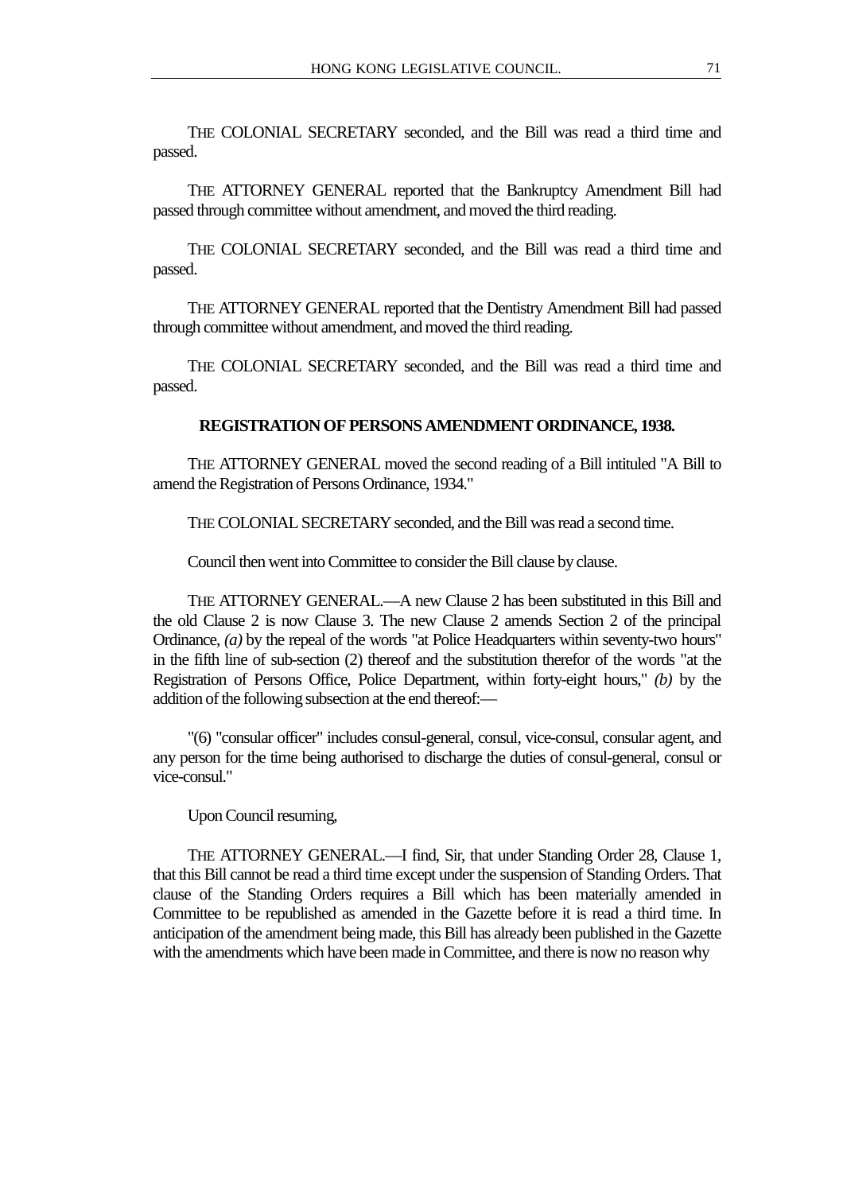THE COLONIAL SECRETARY seconded, and the Bill was read a third time and passed.

THE ATTORNEY GENERAL reported that the Bankruptcy Amendment Bill had passed through committee without amendment, and moved the third reading.

THE COLONIAL SECRETARY seconded, and the Bill was read a third time and passed.

THE ATTORNEY GENERAL reported that the Dentistry Amendment Bill had passed through committee without amendment, and moved the third reading.

THE COLONIAL SECRETARY seconded, and the Bill was read a third time and passed.

## REGISTRATION OF PERSONS AMENDMENT ORDINANCE, 1938.

THE ATTORNEY GENERAL moved the second reading of a Bill intituled "A Bill to amend the Registration of Persons Ordinance, 1934."

THE COLONIAL SECRETARY seconded, and the Bill was read a second time.

Council then went into Committee to consider the Bill clause by clause.

THE ATTORNEY GENERAL.—A new Clause 2 has been substituted in this Bill and the old Clause 2 is now Clause 3. The new Clause 2 amends Section 2 of the principal Ordinance, *(a)* by the repeal of the words "at Police Headquarters within seventy-two hours" in the fifth line of sub-section (2) thereof and the substitution therefor of the words "at the Registration of Persons Office, Police Department, within forty-eight hours," *(b)* by the addition of the following subsection at the end thereof:—

"(6) "consular officer" includes consul-general, consul, vice-consul, consular agent, and any person for the time being authorised to discharge the duties of consul-general, consul or vice-consul."

Upon Council resuming,

THE ATTORNEY GENERAL.—I find, Sir, that under Standing Order 28, Clause 1, that this Bill cannot be read a third time except under the suspension of Standing Orders. That clause of the Standing Orders requires a Bill which has been materially amended in Committee to be republished as amended in the Gazette before it is read a third time. In anticipation of the amendment being made, this Bill has already been published in the Gazette with the amendments which have been made in Committee, and there is now no reason why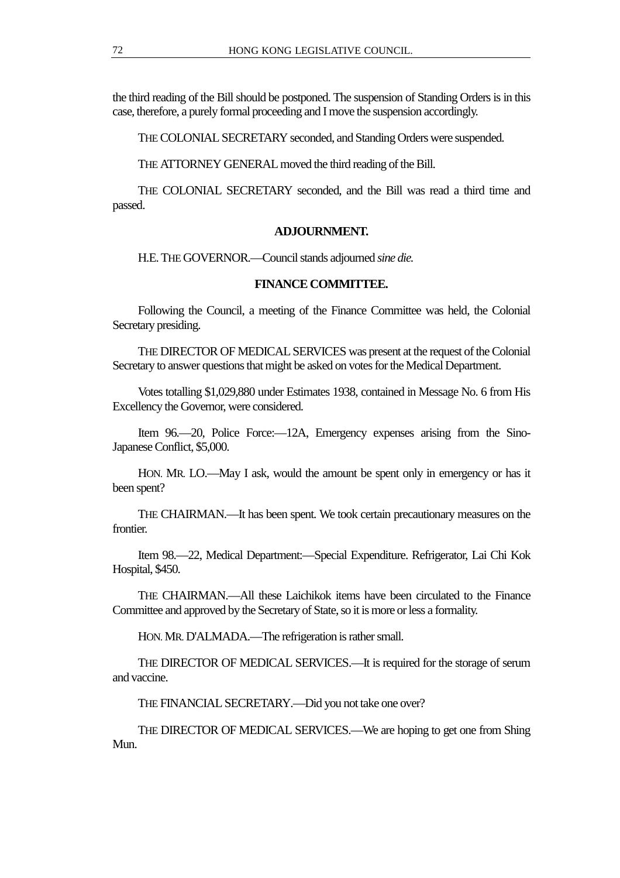the third reading of the Bill should be postponed. The suspension of Standing Orders is in this case, therefore, a purely formal proceeding and I move the suspension accordingly.

THE COLONIAL SECRETARY seconded, and Standing Orders were suspended.

THE ATTORNEY GENERAL moved the third reading of the Bill.

THE COLONIAL SECRETARY seconded, and the Bill was read a third time and passed.

**ADJOURNMENT.**

H.E. THE GOVERNOR.—Council stands adjourned *sine die.*

**FINANCE COMMITTEE.**

Following the Council, a meeting of the Finance Committee was held, the Colonial Secretary presiding.

THE DIRECTOR OF MEDICAL SERVICES was present at the request of the Colonial Secretary to answer questions that might be asked on votes for the Medical Department.

Votes totalling $1,029,880 under Estimates 1938, contained in Message No. 6 from His Excellency the Governor, were considered.

Item 96.—20, Police Force:—12A, Emergency expenses arising from the Sino-Japanese Conflict, $5,000.

HON. MR. LO.—May I ask, would the amount be spent only in emergency or has it been spent?

THE CHAIRMAN.—It has been spent. We took certain precautionary measures on the frontier.

Item 98.—22, Medical Department:—Special Expenditure. Refrigerator, Lai Chi Kok Hospital, $450.

THE CHAIRMAN.—All these Laichikok items have been circulated to the Finance Committee and approved by the Secretary of State, so it is more or less a formality.

HON. MR. D'ALMADA.—The refrigeration is rather small.

THE DIRECTOR OF MEDICAL SERVICES.—It is required for the storage of serum and vaccine.

THE FINANCIAL SECRETARY.—Did you not take one over?

THE DIRECTOR OF MEDICAL SERVICES.—We are hoping to get one from Shing Mun.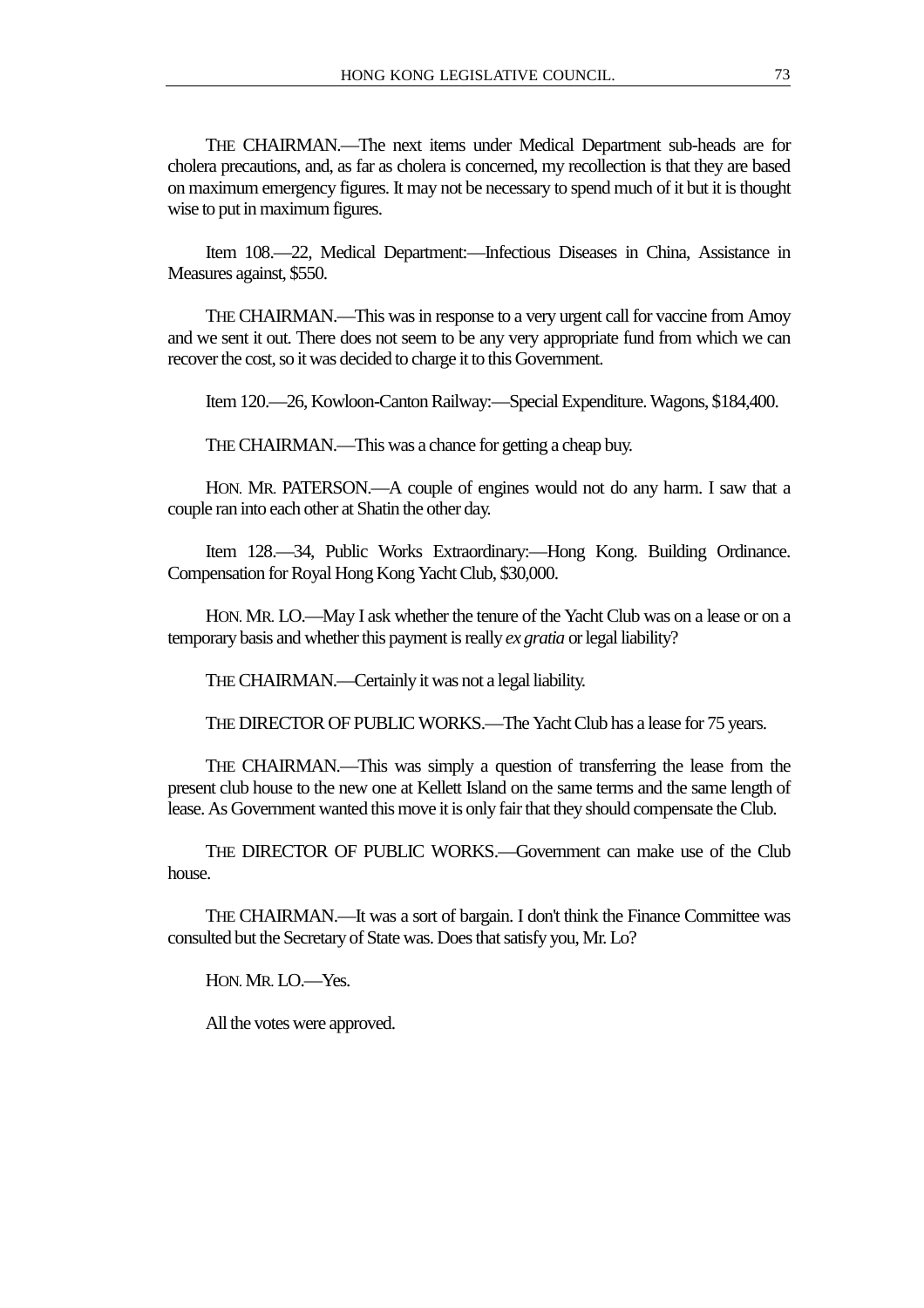THE CHAIRMAN.—The next items under Medical Department sub-heads are for cholera precautions, and, as far as cholera is concerned, my recollection is that they are based on maximum emergency figures. It may not be necessary to spend much of it but it is thought wise to put in maximum figures.

Item 108.—22, Medical Department:—Infectious Diseases in China, Assistance in Measures against, $550.

THE CHAIRMAN.—This was in response to a very urgent call for vaccine from Amoy and we sent it out. There does not seem to be any very appropriate fund from which we can recover the cost, so it was decided to charge it to this Government.

Item 120.—26, Kowloon-Canton Railway:—Special Expenditure. Wagons, $184,400.

THE CHAIRMAN.—This was a chance for getting a cheap buy.

HON. MR. PATERSON.—A couple of engines would not do any harm. I saw that a couple ran into each other at Shatin the other day.

Item 128.—34, Public Works Extraordinary:—Hong Kong. Building Ordinance. Compensation for Royal Hong Kong Yacht Club, $30,000.

HON. MR. LO.—May I ask whether the tenure of the Yacht Club was on a lease or on a temporary basis and whether this payment is really *ex gratia* or legal liability?

THE CHAIRMAN.—Certainly it was not a legal liability.

THE DIRECTOR OF PUBLIC WORKS.—The Yacht Club has a lease for 75 years.

THE CHAIRMAN.—This was simply a question of transferring the lease from the present club house to the new one at Kellett Island on the same terms and the same length of lease. As Government wanted this move it is only fair that they should compensate the Club.

THE DIRECTOR OF PUBLIC WORKS.—Government can make use of the Club house.

THE CHAIRMAN.—It was a sort of bargain. I don't think the Finance Committee was consulted but the Secretary of State was. Does that satisfy you, Mr. Lo?

HON. MR. LO.—Yes.

All the votes were approved.